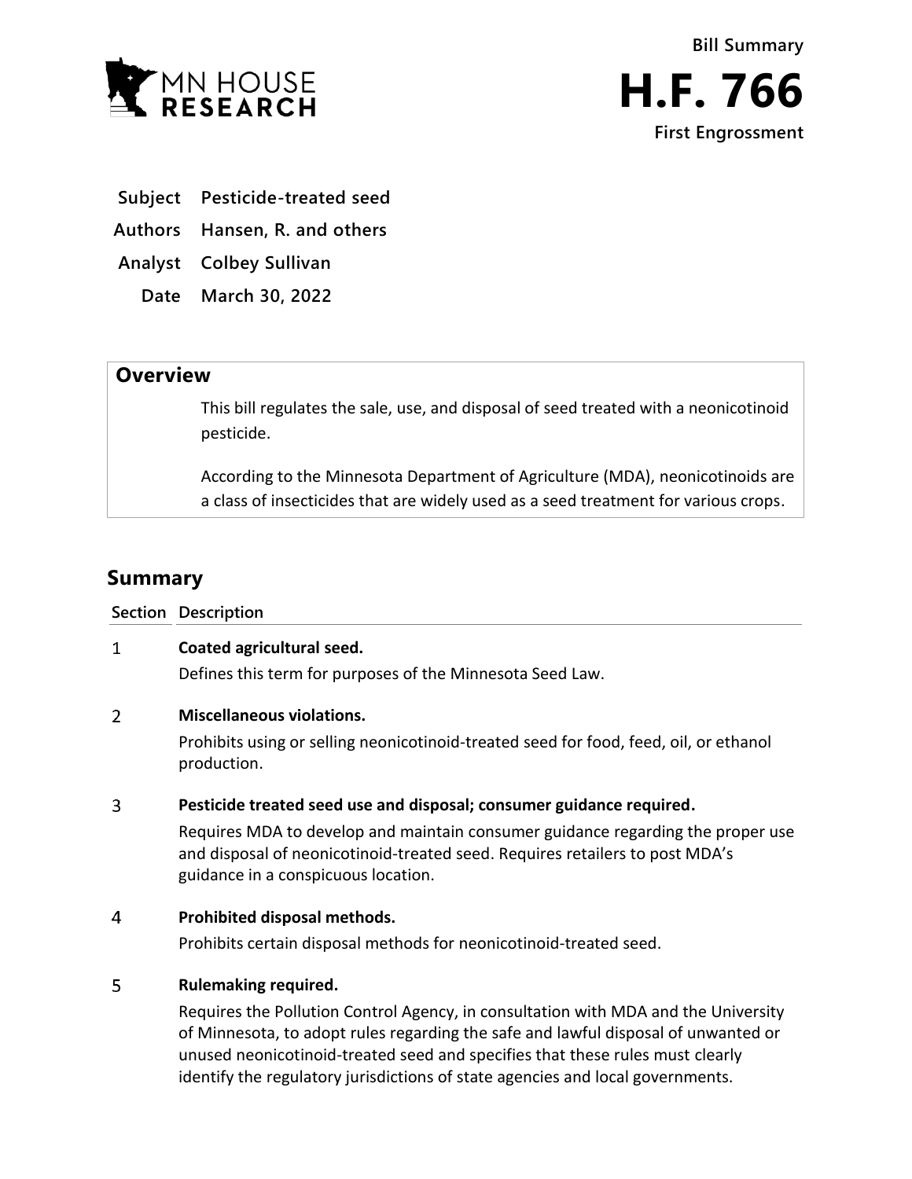Bill Summary

# H.F. 766

**First Engrossment**

| | |
|---|---|
| **Subject** | **Pesticide-treated seed** |
| **Authors** | **Hansen, R. and others** |
| **Analyst** | **Colbey Sullivan** |
| **Date** | **March 30, 2022** |

## Overview

This bill regulates the sale, use, and disposal of seed treated with a neonicotinoid pesticide.

According to the Minnesota Department of Agriculture (MDA), neonicotinoids are a class of insecticides that are widely used as a seed treatment for various crops.

## Summary

| Section | Description |
|---|---|
| 1 | **Coated agricultural seed.**<br>Defines this term for purposes of the Minnesota Seed Law. |
| 2 | **Miscellaneous violations.**<br>Prohibits using or selling neonicotinoid-treated seed for food, feed, oil, or ethanol production. |
| 3 | **Pesticide treated seed use and disposal; consumer guidance required.**<br>Requires MDA to develop and maintain consumer guidance regarding the proper use and disposal of neonicotinoid-treated seed. Requires retailers to post MDA's guidance in a conspicuous location. |
| 4 | **Prohibited disposal methods.**<br>Prohibits certain disposal methods for neonicotinoid-treated seed. |
| 5 | **Rulemaking required.**<br>Requires the Pollution Control Agency, in consultation with MDA and the University of Minnesota, to adopt rules regarding the safe and lawful disposal of unwanted or unused neonicotinoid-treated seed and specifies that these rules must clearly identify the regulatory jurisdictions of state agencies and local governments. |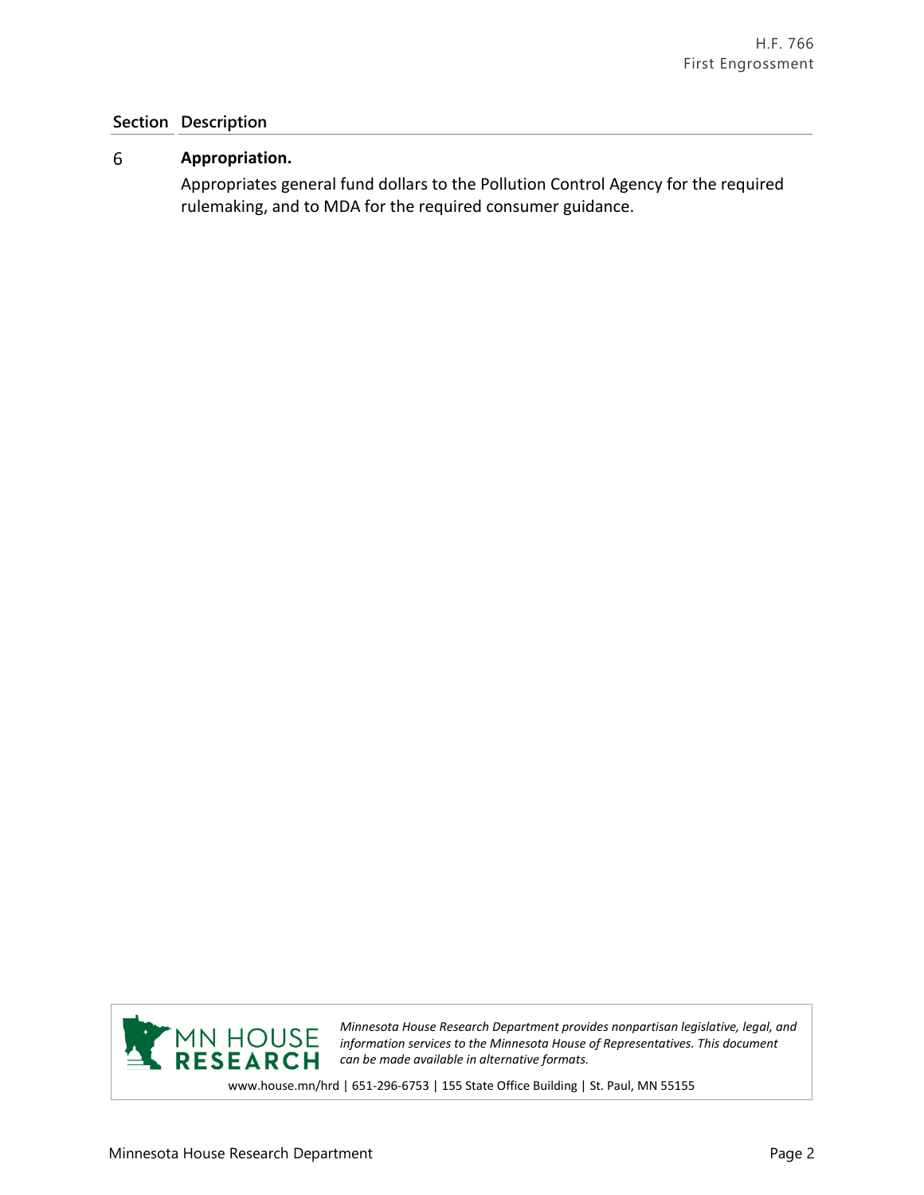| Section | Description |
|---|---|
| 6 | **Appropriation.** Appropriates general fund dollars to the Pollution Control Agency for the required rulemaking, and to MDA for the required consumer guidance. |

MN HOUSE RESEARCH

*Minnesota House Research Department provides nonpartisan legislative, legal, and information services to the Minnesota House of Representatives. This document can be made available in alternative formats.*

www.house.mn/hrd | 651-296-6753 | 155 State Office Building | St. Paul, MN 55155